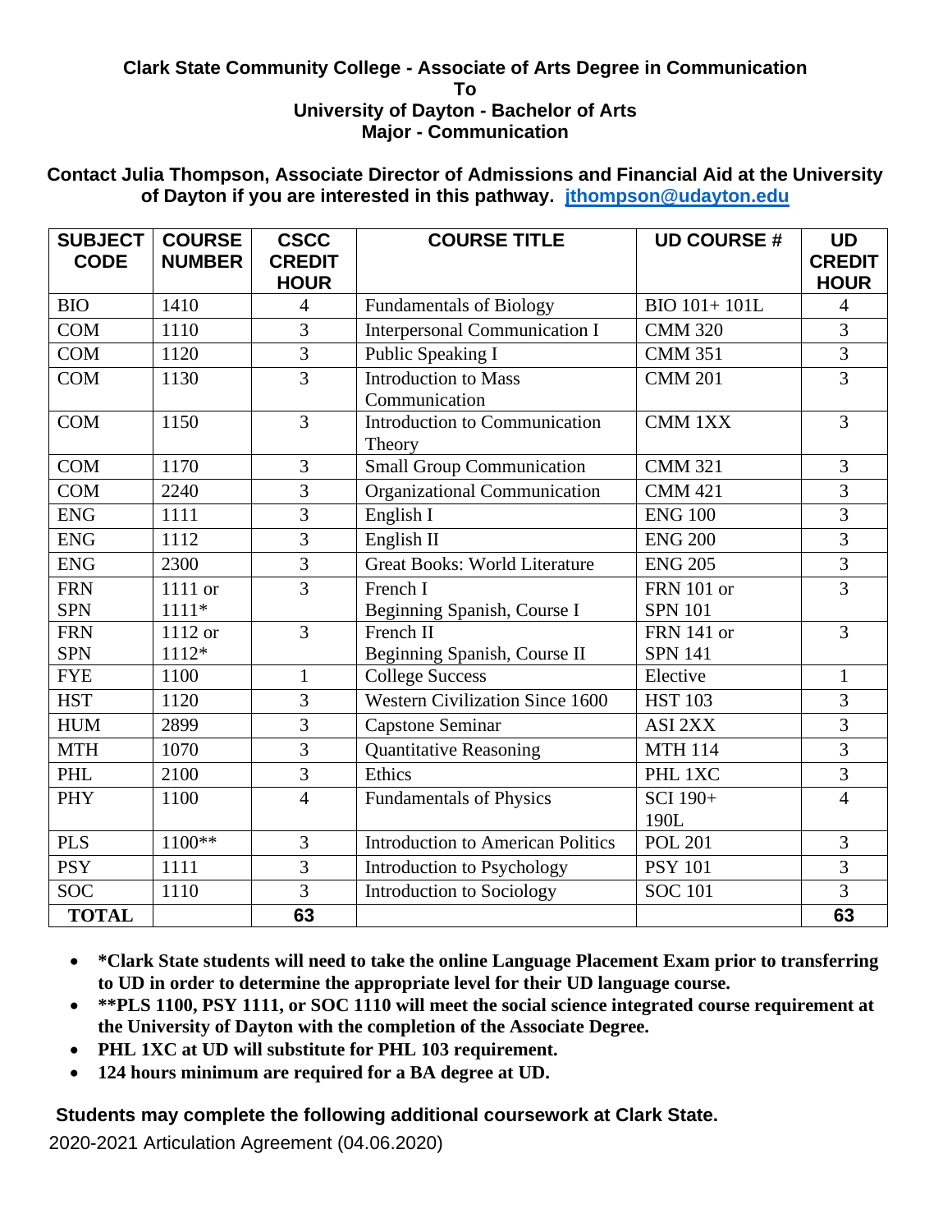**Clark State Community College - Associate of Arts Degree in Communication**
**To**
**University of Dayton - Bachelor of Arts**
**Major - Communication**

**Contact Julia Thompson, Associate Director of Admissions and Financial Aid at the University of Dayton if you are interested in this pathway. jthompson@udayton.edu**

| SUBJECT CODE | COURSE NUMBER | CSCC CREDIT HOUR | COURSE TITLE | UD COURSE # | UD CREDIT HOUR |
|---|---|---|---|---|---|
| BIO | 1410 | 4 | Fundamentals of Biology | BIO 101+ 101L | 4 |
| COM | 1110 | 3 | Interpersonal Communication I | CMM 320 | 3 |
| COM | 1120 | 3 | Public Speaking I | CMM 351 | 3 |
| COM | 1130 | 3 | Introduction to Mass Communication | CMM 201 | 3 |
| COM | 1150 | 3 | Introduction to Communication Theory | CMM 1XX | 3 |
| COM | 1170 | 3 | Small Group Communication | CMM 321 | 3 |
| COM | 2240 | 3 | Organizational Communication | CMM 421 | 3 |
| ENG | 1111 | 3 | English I | ENG 100 | 3 |
| ENG | 1112 | 3 | English II | ENG 200 | 3 |
| ENG | 2300 | 3 | Great Books: World Literature | ENG 205 | 3 |
| FRN SPN | 1111 or 1111* | 3 | French I Beginning Spanish, Course I | FRN 101 or SPN 101 | 3 |
| FRN SPN | 1112 or 1112* | 3 | French II Beginning Spanish, Course II | FRN 141 or SPN 141 | 3 |
| FYE | 1100 | 1 | College Success | Elective | 1 |
| HST | 1120 | 3 | Western Civilization Since 1600 | HST 103 | 3 |
| HUM | 2899 | 3 | Capstone Seminar | ASI 2XX | 3 |
| MTH | 1070 | 3 | Quantitative Reasoning | MTH 114 | 3 |
| PHL | 2100 | 3 | Ethics | PHL 1XC | 3 |
| PHY | 1100 | 4 | Fundamentals of Physics | SCI 190+ 190L | 4 |
| PLS | 1100** | 3 | Introduction to American Politics | POL 201 | 3 |
| PSY | 1111 | 3 | Introduction to Psychology | PSY 101 | 3 |
| SOC | 1110 | 3 | Introduction to Sociology | SOC 101 | 3 |
| **TOTAL** | | **63** | | | **63** |

- ***Clark State students will need to take the online Language Placement Exam prior to transferring to UD in order to determine the appropriate level for their UD language course.**
- ****PLS 1100, PSY 1111, or SOC 1110 will meet the social science integrated course requirement at the University of Dayton with the completion of the Associate Degree.**
- **PHL 1XC at UD will substitute for PHL 103 requirement.**
- **124 hours minimum are required for a BA degree at UD.**

**Students may complete the following additional coursework at Clark State.**

2020-2021 Articulation Agreement (04.06.2020)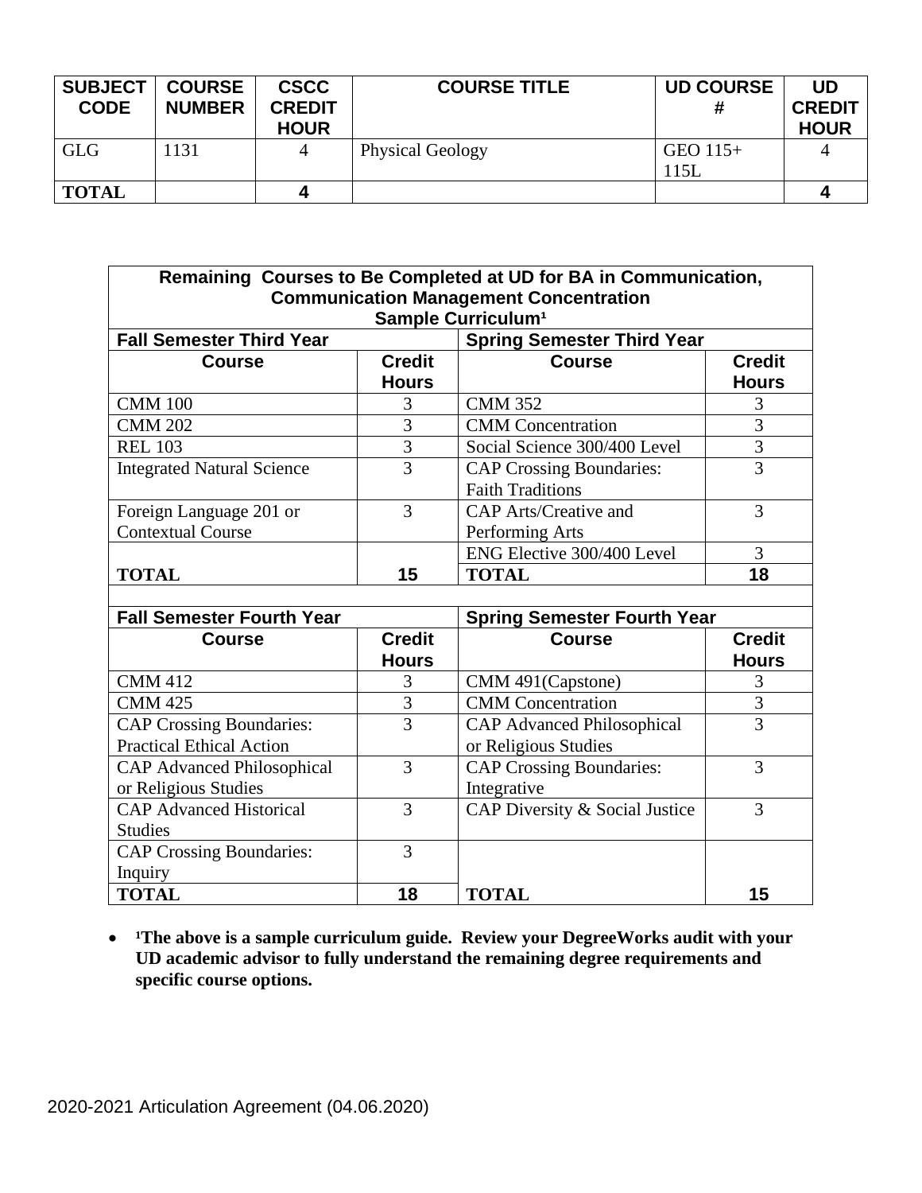| SUBJECT CODE | COURSE NUMBER | CSCC CREDIT HOUR | COURSE TITLE | UD COURSE # | UD CREDIT HOUR |
|---|---|---|---|---|---|
| GLG | 1131 | 4 | Physical Geology | GEO 115+ 115L | 4 |
| **TOTAL** | | **4** | | | **4** |

| **Remaining Courses to Be Completed at UD for BA in Communication, Communication Management Concentration Sample Curriculum[1]** | | | |
|---|---|---|---|
| **Fall Semester Third Year** | | **Spring Semester Third Year** | |
| **Course** | **Credit Hours** | **Course** | **Credit Hours** |
| CMM 100 | 3 | CMM 352 | 3 |
| CMM 202 | 3 | CMM Concentration | 3 |
| REL 103 | 3 | Social Science 300/400 Level | 3 |
| Integrated Natural Science | 3 | CAP Crossing Boundaries: Faith Traditions | 3 |
| Foreign Language 201 or Contextual Course | 3 | CAP Arts/Creative and Performing Arts | 3 |
| | | ENG Elective 300/400 Level | 3 |
| **TOTAL** | **15** | **TOTAL** | **18** |
| | | | |
| **Fall Semester Fourth Year** | | **Spring Semester Fourth Year** | |
| **Course** | **Credit Hours** | **Course** | **Credit Hours** |
| CMM 412 | 3 | CMM 491(Capstone) | 3 |
| CMM 425 | 3 | CMM Concentration | 3 |
| CAP Crossing Boundaries: Practical Ethical Action | 3 | CAP Advanced Philosophical or Religious Studies | 3 |
| CAP Advanced Philosophical or Religious Studies | 3 | CAP Crossing Boundaries: Integrative | 3 |
| CAP Advanced Historical Studies | 3 | CAP Diversity & Social Justice | 3 |
| CAP Crossing Boundaries: Inquiry | 3 | | |
| **TOTAL** | **18** | **TOTAL** | **15** |

- **[1]The above is a sample curriculum guide. Review your DegreeWorks audit with your UD academic advisor to fully understand the remaining degree requirements and specific course options.**